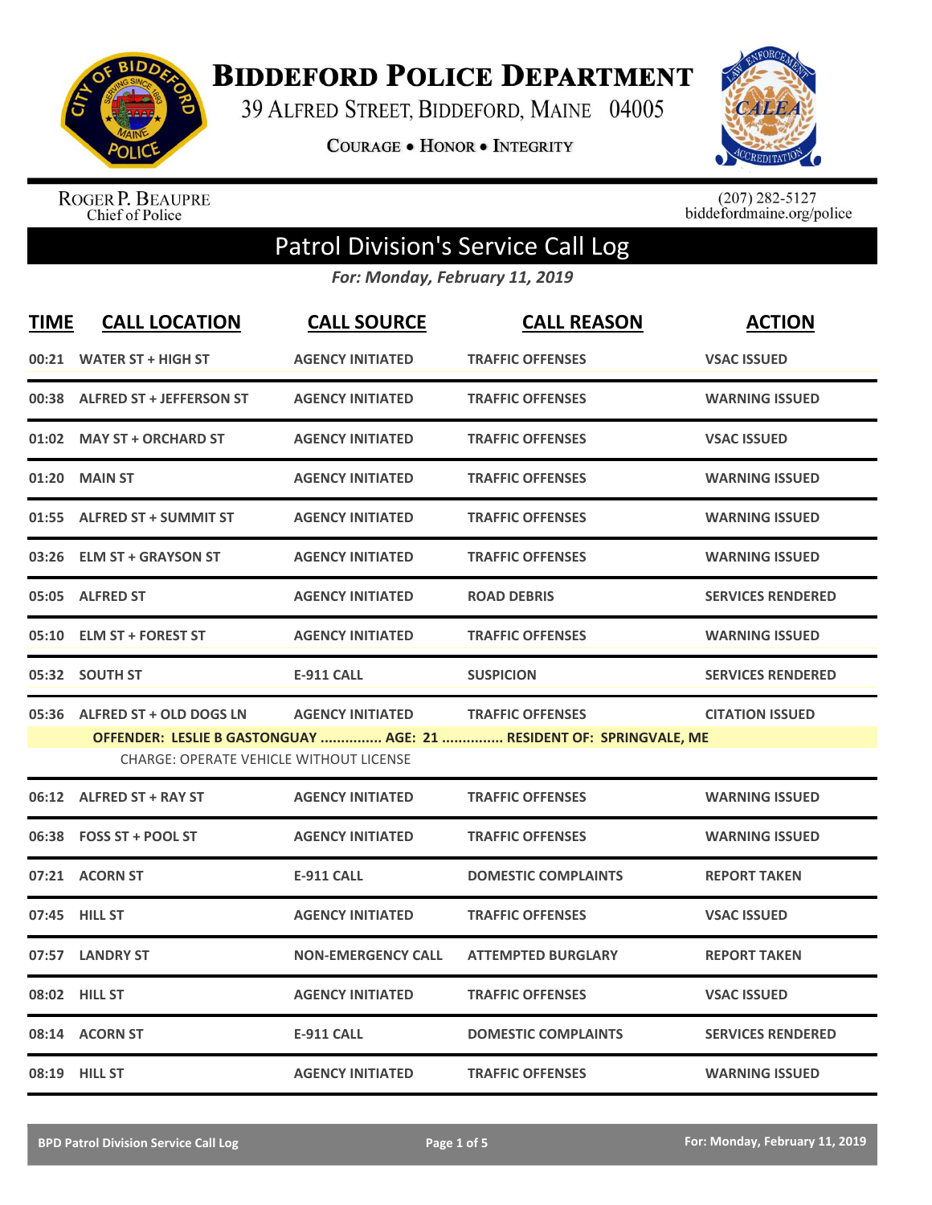# Biddeford Police Department

39 Alfred Street, Biddeford, Maine 04005

Courage • Honor • Integrity

Roger P. Beaupre
Chief of Police

(207) 282-5127
biddefordmaine.org/police

## Patrol Division's Service Call Log

*For: Monday, February 11, 2019*

| TIME | CALL LOCATION | CALL SOURCE | CALL REASON | ACTION |
|---|---|---|---|---|
| 00:21 | WATER ST + HIGH ST | AGENCY INITIATED | TRAFFIC OFFENSES | VSAC ISSUED |
| 00:38 | ALFRED ST + JEFFERSON ST | AGENCY INITIATED | TRAFFIC OFFENSES | WARNING ISSUED |
| 01:02 | MAY ST + ORCHARD ST | AGENCY INITIATED | TRAFFIC OFFENSES | VSAC ISSUED |
| 01:20 | MAIN ST | AGENCY INITIATED | TRAFFIC OFFENSES | WARNING ISSUED |
| 01:55 | ALFRED ST + SUMMIT ST | AGENCY INITIATED | TRAFFIC OFFENSES | WARNING ISSUED |
| 03:26 | ELM ST + GRAYSON ST | AGENCY INITIATED | TRAFFIC OFFENSES | WARNING ISSUED |
| 05:05 | ALFRED ST | AGENCY INITIATED | ROAD DEBRIS | SERVICES RENDERED |
| 05:10 | ELM ST + FOREST ST | AGENCY INITIATED | TRAFFIC OFFENSES | WARNING ISSUED |
| 05:32 | SOUTH ST | E-911 CALL | SUSPICION | SERVICES RENDERED |
| 05:36 | ALFRED ST + OLD DOGS LN | AGENCY INITIATED | TRAFFIC OFFENSES | CITATION ISSUED |
| | OFFENDER: LESLIE B GASTONGUAY ............... AGE: 21 ............... RESIDENT OF: SPRINGVALE, ME<br>CHARGE: OPERATE VEHICLE WITHOUT LICENSE | | | |
| 06:12 | ALFRED ST + RAY ST | AGENCY INITIATED | TRAFFIC OFFENSES | WARNING ISSUED |
| 06:38 | FOSS ST + POOL ST | AGENCY INITIATED | TRAFFIC OFFENSES | WARNING ISSUED |
| 07:21 | ACORN ST | E-911 CALL | DOMESTIC COMPLAINTS | REPORT TAKEN |
| 07:45 | HILL ST | AGENCY INITIATED | TRAFFIC OFFENSES | VSAC ISSUED |
| 07:57 | LANDRY ST | NON-EMERGENCY CALL | ATTEMPTED BURGLARY | REPORT TAKEN |
| 08:02 | HILL ST | AGENCY INITIATED | TRAFFIC OFFENSES | VSAC ISSUED |
| 08:14 | ACORN ST | E-911 CALL | DOMESTIC COMPLAINTS | SERVICES RENDERED |
| 08:19 | HILL ST | AGENCY INITIATED | TRAFFIC OFFENSES | WARNING ISSUED |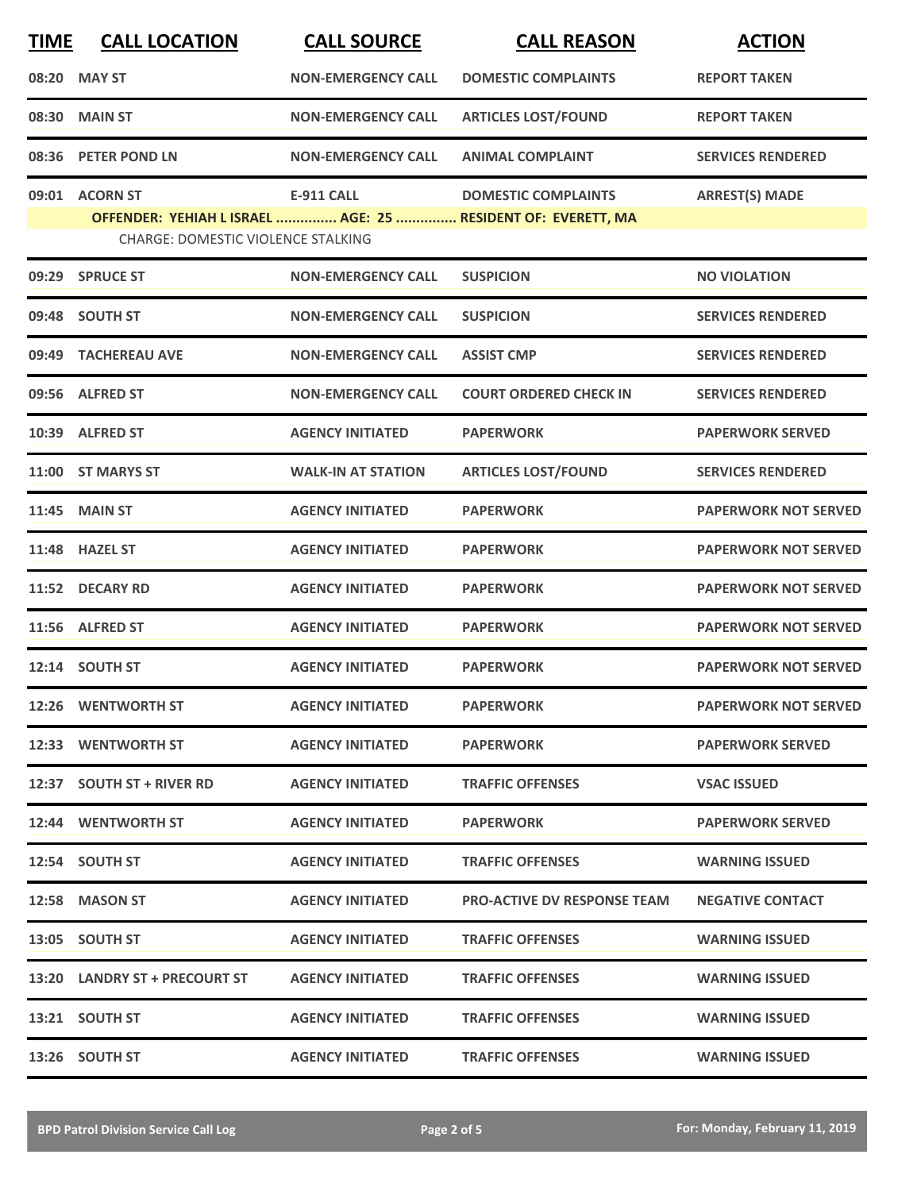| TIME | CALL LOCATION | CALL SOURCE | CALL REASON | ACTION |
|---|---|---|---|---|
| 08:20 | MAY ST | NON-EMERGENCY CALL | DOMESTIC COMPLAINTS | REPORT TAKEN |
| 08:30 | MAIN ST | NON-EMERGENCY CALL | ARTICLES LOST/FOUND | REPORT TAKEN |
| 08:36 | PETER POND LN | NON-EMERGENCY CALL | ANIMAL COMPLAINT | SERVICES RENDERED |
| 09:01 | ACORN ST | E-911 CALL | DOMESTIC COMPLAINTS | ARREST(S) MADE |
| | OFFENDER: YEHIAH L ISRAEL ............... AGE: 25 ............... RESIDENT OF: EVERETT, MA | | | |
| | CHARGE: DOMESTIC VIOLENCE STALKING | | | |
| 09:29 | SPRUCE ST | NON-EMERGENCY CALL | SUSPICION | NO VIOLATION |
| 09:48 | SOUTH ST | NON-EMERGENCY CALL | SUSPICION | SERVICES RENDERED |
| 09:49 | TACHEREAU AVE | NON-EMERGENCY CALL | ASSIST CMP | SERVICES RENDERED |
| 09:56 | ALFRED ST | NON-EMERGENCY CALL | COURT ORDERED CHECK IN | SERVICES RENDERED |
| 10:39 | ALFRED ST | AGENCY INITIATED | PAPERWORK | PAPERWORK SERVED |
| 11:00 | ST MARYS ST | WALK-IN AT STATION | ARTICLES LOST/FOUND | SERVICES RENDERED |
| 11:45 | MAIN ST | AGENCY INITIATED | PAPERWORK | PAPERWORK NOT SERVED |
| 11:48 | HAZEL ST | AGENCY INITIATED | PAPERWORK | PAPERWORK NOT SERVED |
| 11:52 | DECARY RD | AGENCY INITIATED | PAPERWORK | PAPERWORK NOT SERVED |
| 11:56 | ALFRED ST | AGENCY INITIATED | PAPERWORK | PAPERWORK NOT SERVED |
| 12:14 | SOUTH ST | AGENCY INITIATED | PAPERWORK | PAPERWORK NOT SERVED |
| 12:26 | WENTWORTH ST | AGENCY INITIATED | PAPERWORK | PAPERWORK NOT SERVED |
| 12:33 | WENTWORTH ST | AGENCY INITIATED | PAPERWORK | PAPERWORK SERVED |
| 12:37 | SOUTH ST + RIVER RD | AGENCY INITIATED | TRAFFIC OFFENSES | VSAC ISSUED |
| 12:44 | WENTWORTH ST | AGENCY INITIATED | PAPERWORK | PAPERWORK SERVED |
| 12:54 | SOUTH ST | AGENCY INITIATED | TRAFFIC OFFENSES | WARNING ISSUED |
| 12:58 | MASON ST | AGENCY INITIATED | PRO-ACTIVE DV RESPONSE TEAM | NEGATIVE CONTACT |
| 13:05 | SOUTH ST | AGENCY INITIATED | TRAFFIC OFFENSES | WARNING ISSUED |
| 13:20 | LANDRY ST + PRECOURT ST | AGENCY INITIATED | TRAFFIC OFFENSES | WARNING ISSUED |
| 13:21 | SOUTH ST | AGENCY INITIATED | TRAFFIC OFFENSES | WARNING ISSUED |
| 13:26 | SOUTH ST | AGENCY INITIATED | TRAFFIC OFFENSES | WARNING ISSUED |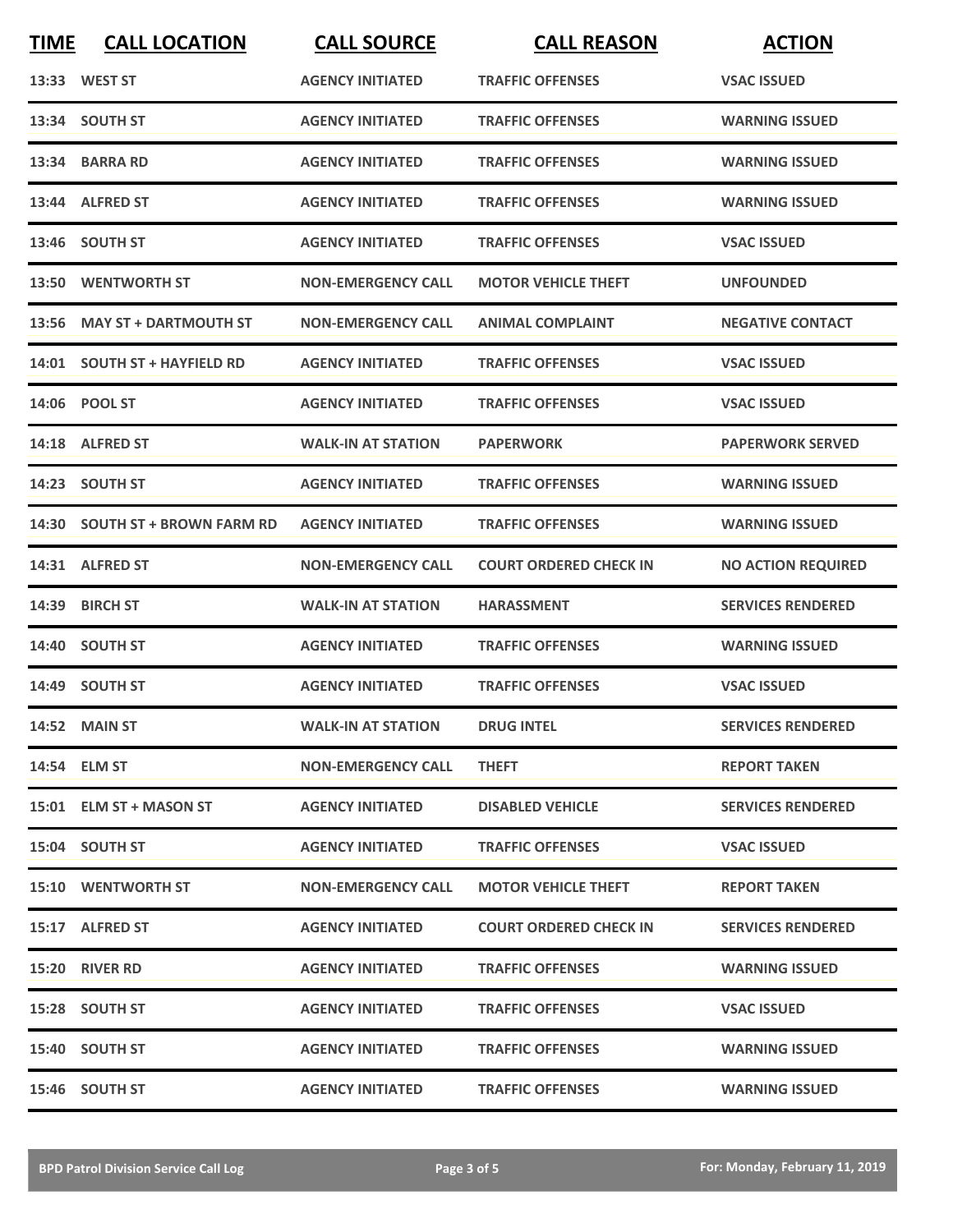| TIME | CALL LOCATION | CALL SOURCE | CALL REASON | ACTION |
|---|---|---|---|---|
| 13:33 | WEST ST | AGENCY INITIATED | TRAFFIC OFFENSES | VSAC ISSUED |
| 13:34 | SOUTH ST | AGENCY INITIATED | TRAFFIC OFFENSES | WARNING ISSUED |
| 13:34 | BARRA RD | AGENCY INITIATED | TRAFFIC OFFENSES | WARNING ISSUED |
| 13:44 | ALFRED ST | AGENCY INITIATED | TRAFFIC OFFENSES | WARNING ISSUED |
| 13:46 | SOUTH ST | AGENCY INITIATED | TRAFFIC OFFENSES | VSAC ISSUED |
| 13:50 | WENTWORTH ST | NON-EMERGENCY CALL | MOTOR VEHICLE THEFT | UNFOUNDED |
| 13:56 | MAY ST + DARTMOUTH ST | NON-EMERGENCY CALL | ANIMAL COMPLAINT | NEGATIVE CONTACT |
| 14:01 | SOUTH ST + HAYFIELD RD | AGENCY INITIATED | TRAFFIC OFFENSES | VSAC ISSUED |
| 14:06 | POOL ST | AGENCY INITIATED | TRAFFIC OFFENSES | VSAC ISSUED |
| 14:18 | ALFRED ST | WALK-IN AT STATION | PAPERWORK | PAPERWORK SERVED |
| 14:23 | SOUTH ST | AGENCY INITIATED | TRAFFIC OFFENSES | WARNING ISSUED |
| 14:30 | SOUTH ST + BROWN FARM RD | AGENCY INITIATED | TRAFFIC OFFENSES | WARNING ISSUED |
| 14:31 | ALFRED ST | NON-EMERGENCY CALL | COURT ORDERED CHECK IN | NO ACTION REQUIRED |
| 14:39 | BIRCH ST | WALK-IN AT STATION | HARASSMENT | SERVICES RENDERED |
| 14:40 | SOUTH ST | AGENCY INITIATED | TRAFFIC OFFENSES | WARNING ISSUED |
| 14:49 | SOUTH ST | AGENCY INITIATED | TRAFFIC OFFENSES | VSAC ISSUED |
| 14:52 | MAIN ST | WALK-IN AT STATION | DRUG INTEL | SERVICES RENDERED |
| 14:54 | ELM ST | NON-EMERGENCY CALL | THEFT | REPORT TAKEN |
| 15:01 | ELM ST + MASON ST | AGENCY INITIATED | DISABLED VEHICLE | SERVICES RENDERED |
| 15:04 | SOUTH ST | AGENCY INITIATED | TRAFFIC OFFENSES | VSAC ISSUED |
| 15:10 | WENTWORTH ST | NON-EMERGENCY CALL | MOTOR VEHICLE THEFT | REPORT TAKEN |
| 15:17 | ALFRED ST | AGENCY INITIATED | COURT ORDERED CHECK IN | SERVICES RENDERED |
| 15:20 | RIVER RD | AGENCY INITIATED | TRAFFIC OFFENSES | WARNING ISSUED |
| 15:28 | SOUTH ST | AGENCY INITIATED | TRAFFIC OFFENSES | VSAC ISSUED |
| 15:40 | SOUTH ST | AGENCY INITIATED | TRAFFIC OFFENSES | WARNING ISSUED |
| 15:46 | SOUTH ST | AGENCY INITIATED | TRAFFIC OFFENSES | WARNING ISSUED |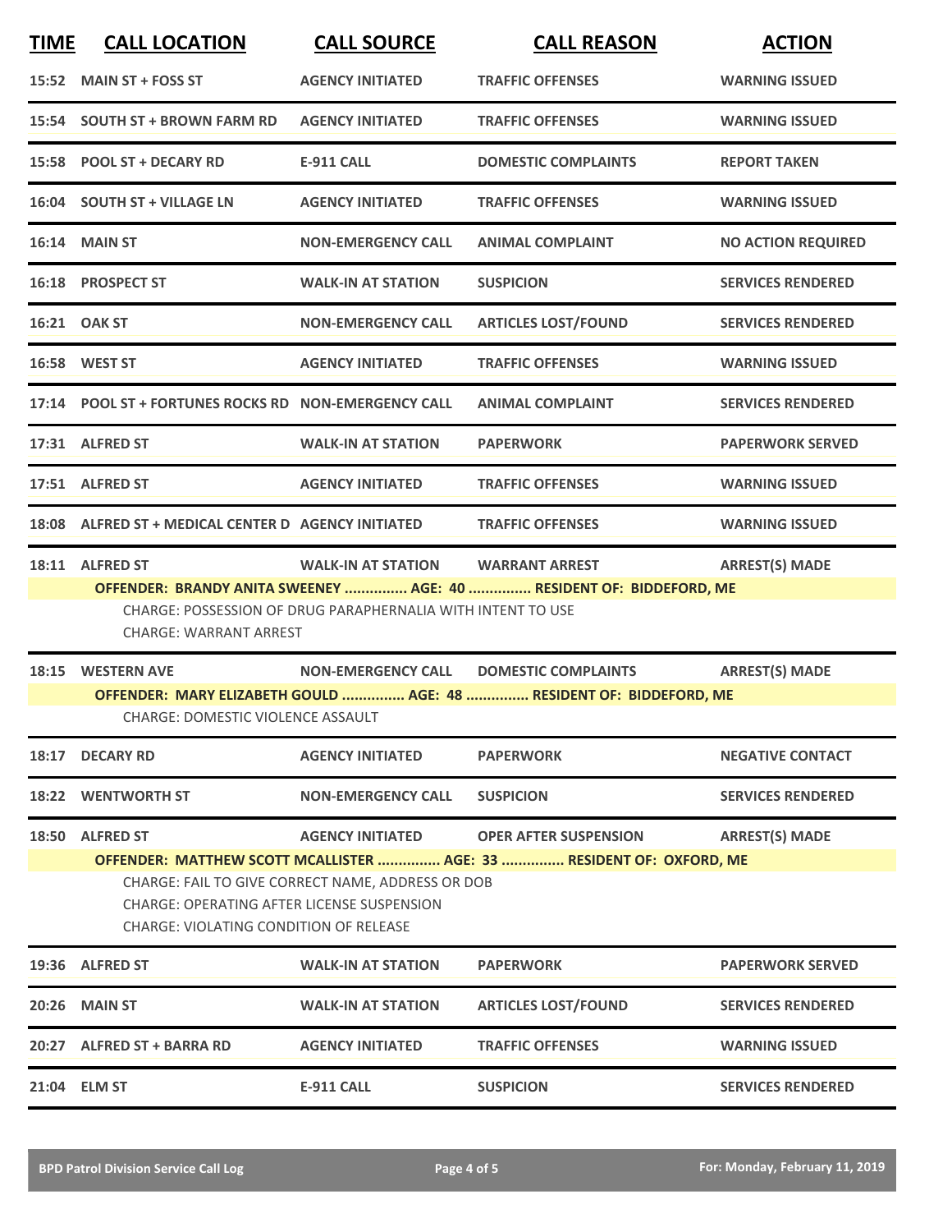| TIME | CALL LOCATION | CALL SOURCE | CALL REASON | ACTION |
|---|---|---|---|---|
| 15:52 | MAIN ST + FOSS ST | AGENCY INITIATED | TRAFFIC OFFENSES | WARNING ISSUED |
| 15:54 | SOUTH ST + BROWN FARM RD | AGENCY INITIATED | TRAFFIC OFFENSES | WARNING ISSUED |
| 15:58 | POOL ST + DECARY RD | E-911 CALL | DOMESTIC COMPLAINTS | REPORT TAKEN |
| 16:04 | SOUTH ST + VILLAGE LN | AGENCY INITIATED | TRAFFIC OFFENSES | WARNING ISSUED |
| 16:14 | MAIN ST | NON-EMERGENCY CALL | ANIMAL COMPLAINT | NO ACTION REQUIRED |
| 16:18 | PROSPECT ST | WALK-IN AT STATION | SUSPICION | SERVICES RENDERED |
| 16:21 | OAK ST | NON-EMERGENCY CALL | ARTICLES LOST/FOUND | SERVICES RENDERED |
| 16:58 | WEST ST | AGENCY INITIATED | TRAFFIC OFFENSES | WARNING ISSUED |
| 17:14 | POOL ST + FORTUNES ROCKS RD | NON-EMERGENCY CALL | ANIMAL COMPLAINT | SERVICES RENDERED |
| 17:31 | ALFRED ST | WALK-IN AT STATION | PAPERWORK | PAPERWORK SERVED |
| 17:51 | ALFRED ST | AGENCY INITIATED | TRAFFIC OFFENSES | WARNING ISSUED |
| 18:08 | ALFRED ST + MEDICAL CENTER D | AGENCY INITIATED | TRAFFIC OFFENSES | WARNING ISSUED |
| 18:11 | ALFRED ST | WALK-IN AT STATION | WARRANT ARREST | ARREST(S) MADE |

**OFFENDER: BRANDY ANITA SWEENEY ............... AGE: 40 ............... RESIDENT OF: BIDDEFORD, ME**

CHARGE: POSSESSION OF DRUG PARAPHERNALIA WITH INTENT TO USE
CHARGE: WARRANT ARREST

| TIME | CALL LOCATION | CALL SOURCE | CALL REASON | ACTION |
|---|---|---|---|---|
| 18:15 | WESTERN AVE | NON-EMERGENCY CALL | DOMESTIC COMPLAINTS | ARREST(S) MADE |

**OFFENDER: MARY ELIZABETH GOULD ............... AGE: 48 ............... RESIDENT OF: BIDDEFORD, ME**

CHARGE: DOMESTIC VIOLENCE ASSAULT

| TIME | CALL LOCATION | CALL SOURCE | CALL REASON | ACTION |
|---|---|---|---|---|
| 18:17 | DECARY RD | AGENCY INITIATED | PAPERWORK | NEGATIVE CONTACT |
| 18:22 | WENTWORTH ST | NON-EMERGENCY CALL | SUSPICION | SERVICES RENDERED |
| 18:50 | ALFRED ST | AGENCY INITIATED | OPER AFTER SUSPENSION | ARREST(S) MADE |

**OFFENDER: MATTHEW SCOTT MCALLISTER ............... AGE: 33 ............... RESIDENT OF: OXFORD, ME**

CHARGE: FAIL TO GIVE CORRECT NAME, ADDRESS OR DOB
CHARGE: OPERATING AFTER LICENSE SUSPENSION
CHARGE: VIOLATING CONDITION OF RELEASE

| TIME | CALL LOCATION | CALL SOURCE | CALL REASON | ACTION |
|---|---|---|---|---|
| 19:36 | ALFRED ST | WALK-IN AT STATION | PAPERWORK | PAPERWORK SERVED |
| 20:26 | MAIN ST | WALK-IN AT STATION | ARTICLES LOST/FOUND | SERVICES RENDERED |
| 20:27 | ALFRED ST + BARRA RD | AGENCY INITIATED | TRAFFIC OFFENSES | WARNING ISSUED |
| 21:04 | ELM ST | E-911 CALL | SUSPICION | SERVICES RENDERED |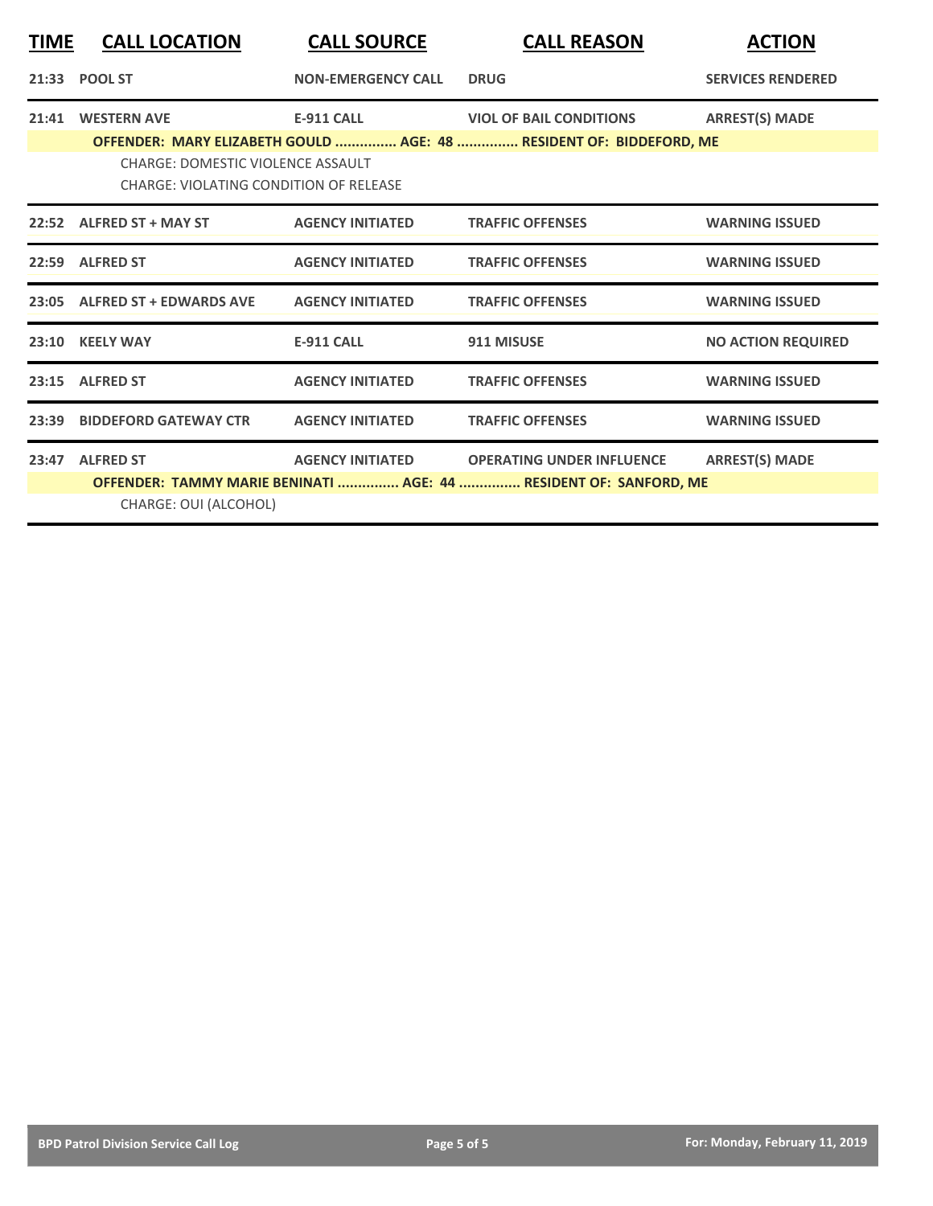| TIME | CALL LOCATION | CALL SOURCE | CALL REASON | ACTION |
|---|---|---|---|---|
| 21:33 | POOL ST | NON-EMERGENCY CALL | DRUG | SERVICES RENDERED |
| 21:41 | WESTERN AVE | E-911 CALL | VIOL OF BAIL CONDITIONS | ARREST(S) MADE |
| | OFFENDER: MARY ELIZABETH GOULD ............... AGE: 48 ............... RESIDENT OF: BIDDEFORD, ME | | | |
| | CHARGE: DOMESTIC VIOLENCE ASSAULT | | | |
| | CHARGE: VIOLATING CONDITION OF RELEASE | | | |
| 22:52 | ALFRED ST + MAY ST | AGENCY INITIATED | TRAFFIC OFFENSES | WARNING ISSUED |
| 22:59 | ALFRED ST | AGENCY INITIATED | TRAFFIC OFFENSES | WARNING ISSUED |
| 23:05 | ALFRED ST + EDWARDS AVE | AGENCY INITIATED | TRAFFIC OFFENSES | WARNING ISSUED |
| 23:10 | KEELY WAY | E-911 CALL | 911 MISUSE | NO ACTION REQUIRED |
| 23:15 | ALFRED ST | AGENCY INITIATED | TRAFFIC OFFENSES | WARNING ISSUED |
| 23:39 | BIDDEFORD GATEWAY CTR | AGENCY INITIATED | TRAFFIC OFFENSES | WARNING ISSUED |
| 23:47 | ALFRED ST | AGENCY INITIATED | OPERATING UNDER INFLUENCE | ARREST(S) MADE |
| | OFFENDER: TAMMY MARIE BENINATI ............... AGE: 44 ............... RESIDENT OF: SANFORD, ME | | | |
| | CHARGE: OUI (ALCOHOL) | | | |